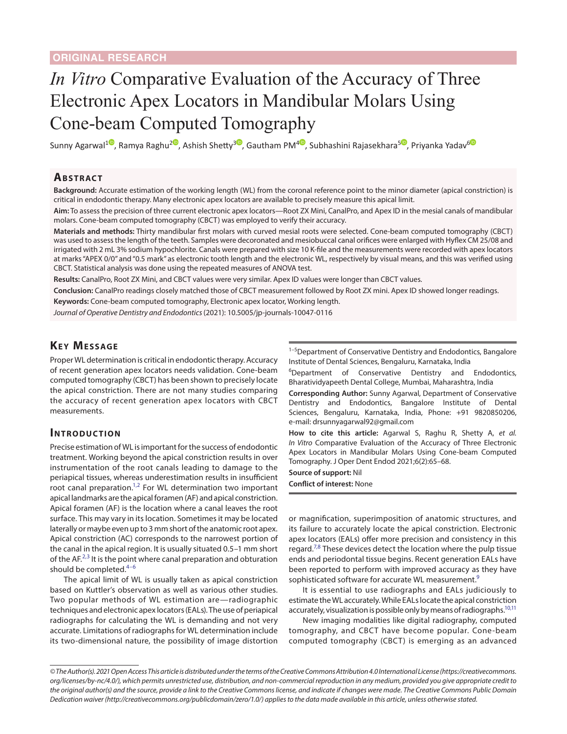ORIGINAL RESEARCH

# *In Vitro* Comparative Evaluation of the Accuracy of Three Electronic Apex Locators in Mandibular Molars Using Cone-beam Computed Tomography

Sunny Agarwal[1], Ramya Raghu[2], Ashish Shetty[3], Gautham PM[4], Subhashini Rajasekhara[5], Priyanka Yadav[6]

## Abstract

**Background:** Accurate estimation of the working length (WL) from the coronal reference point to the minor diameter (apical constriction) is critical in endodontic therapy. Many electronic apex locators are available to precisely measure this apical limit.

**Aim:** To assess the precision of three current electronic apex locators—Root ZX Mini, CanalPro, and Apex ID in the mesial canals of mandibular molars. Cone-beam computed tomography (CBCT) was employed to verify their accuracy.

**Materials and methods:** Thirty mandibular first molars with curved mesial roots were selected. Cone-beam computed tomography (CBCT) was used to assess the length of the teeth. Samples were decoronated and mesiobuccal canal orifices were enlarged with Hyflex CM 25/08 and irrigated with 2 mL 3% sodium hypochlorite. Canals were prepared with size 10 K-file and the measurements were recorded with apex locators at marks "APEX 0/0" and "0.5 mark" as electronic tooth length and the electronic WL, respectively by visual means, and this was verified using CBCT. Statistical analysis was done using the repeated measures of ANOVA test.

**Results:** CanalPro, Root ZX Mini, and CBCT values were very similar. Apex ID values were longer than CBCT values.

**Conclusion:** CanalPro readings closely matched those of CBCT measurement followed by Root ZX mini. Apex ID showed longer readings.

**Keywords:** Cone-beam computed tomography, Electronic apex locator, Working length.

*Journal of Operative Dentistry and Endodontics* (2021): 10.5005/jp-journals-10047-0116

## Key Message

Proper WL determination is critical in endodontic therapy. Accuracy of recent generation apex locators needs validation. Cone-beam computed tomography (CBCT) has been shown to precisely locate the apical constriction. There are not many studies comparing the accuracy of recent generation apex locators with CBCT measurements.

## Introduction

Precise estimation of WL is important for the success of endodontic treatment. Working beyond the apical constriction results in over instrumentation of the root canals leading to damage to the periapical tissues, whereas underestimation results in insufficient root canal preparation.[1,2] For WL determination two important apical landmarks are the apical foramen (AF) and apical constriction. Apical foramen (AF) is the location where a canal leaves the root surface. This may vary in its location. Sometimes it may be located laterally or maybe even up to 3 mm short of the anatomic root apex. Apical constriction (AC) corresponds to the narrowest portion of the canal in the apical region. It is usually situated 0.5–1 mm short of the AF.[2,3] It is the point where canal preparation and obturation should be completed.[4–6]

The apical limit of WL is usually taken as apical constriction based on Kuttler's observation as well as various other studies. Two popular methods of WL estimation are—radiographic techniques and electronic apex locators (EALs). The use of periapical radiographs for calculating the WL is demanding and not very accurate. Limitations of radiographs for WL determination include its two-dimensional nature, the possibility of image distortion or magnification, superimposition of anatomic structures, and its failure to accurately locate the apical constriction. Electronic apex locators (EALs) offer more precision and consistency in this regard.[7,8] These devices detect the location where the pulp tissue ends and periodontal tissue begins. Recent generation EALs have been reported to perform with improved accuracy as they have sophisticated software for accurate WL measurement.[9]

It is essential to use radiographs and EALs judiciously to estimate the WL accurately. While EALs locate the apical constriction accurately, visualization is possible only by means of radiographs.[10,11]

New imaging modalities like digital radiography, computed tomography, and CBCT have become popular. Cone-beam computed tomography (CBCT) is emerging as an advanced

[1–5]Department of Conservative Dentistry and Endodontics, Bangalore Institute of Dental Sciences, Bengaluru, Karnataka, India

[6]Department of Conservative Dentistry and Endodontics, Bharatividyapeeth Dental College, Mumbai, Maharashtra, India

**Corresponding Author:** Sunny Agarwal, Department of Conservative Dentistry and Endodontics, Bangalore Institute of Dental Sciences, Bengaluru, Karnataka, India, Phone: +91 9820850206, e-mail: drsunnyagarwal92@gmail.com

**How to cite this article:** Agarwal S, Raghu R, Shetty A, *et al.* *In Vitro* Comparative Evaluation of the Accuracy of Three Electronic Apex Locators in Mandibular Molars Using Cone-beam Computed Tomography. J Oper Dent Endod 2021;6(2):65–68.

**Source of support:** Nil

**Conflict of interest:** None

*© The Author(s). 2021 Open Access This article is distributed under the terms of the Creative Commons Attribution 4.0 International License (https://creativecommons.org/licenses/by-nc/4.0/), which permits unrestricted use, distribution, and non-commercial reproduction in any medium, provided you give appropriate credit to the original author(s) and the source, provide a link to the Creative Commons license, and indicate if changes were made. The Creative Commons Public Domain Dedication waiver (http://creativecommons.org/publicdomain/zero/1.0/) applies to the data made available in this article, unless otherwise stated.*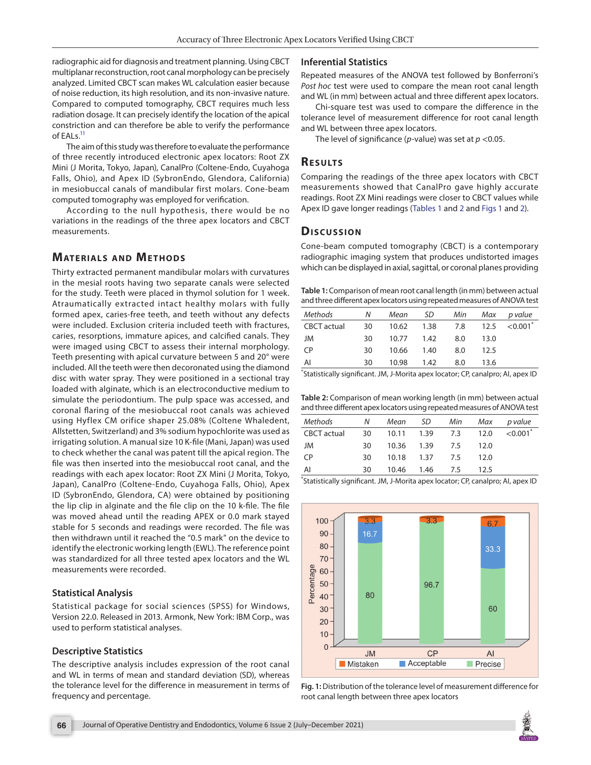radiographic aid for diagnosis and treatment planning. Using CBCT multiplanar reconstruction, root canal morphology can be precisely analyzed. Limited CBCT scan makes WL calculation easier because of noise reduction, its high resolution, and its non-invasive nature. Compared to computed tomography, CBCT requires much less radiation dosage. It can precisely identify the location of the apical constriction and can therefore be able to verify the performance of EALs.[11]

The aim of this study was therefore to evaluate the performance of three recently introduced electronic apex locators: Root ZX Mini (J Morita, Tokyo, Japan), CanalPro (Coltene-Endo, Cuyahoga Falls, Ohio), and Apex ID (SybronEndo, Glendora, California) in mesiobuccal canals of mandibular first molars. Cone-beam computed tomography was employed for verification.

According to the null hypothesis, there would be no variations in the readings of the three apex locators and CBCT measurements.

## Materials and Methods

Thirty extracted permanent mandibular molars with curvatures in the mesial roots having two separate canals were selected for the study. Teeth were placed in thymol solution for 1 week. Atraumatically extracted intact healthy molars with fully formed apex, caries-free teeth, and teeth without any defects were included. Exclusion criteria included teeth with fractures, caries, resorptions, immature apices, and calcified canals. They were imaged using CBCT to assess their internal morphology. Teeth presenting with apical curvature between 5 and 20° were included. All the teeth were then decoronated using the diamond disc with water spray. They were positioned in a sectional tray loaded with alginate, which is an electroconductive medium to simulate the periodontium. The pulp space was accessed, and coronal flaring of the mesiobuccal root canals was achieved using Hyflex CM orifice shaper 25.08% (Coltene Whaledent, Allstetten, Switzerland) and 3% sodium hypochlorite was used as irrigating solution. A manual size 10 K-file (Mani, Japan) was used to check whether the canal was patent till the apical region. The file was then inserted into the mesiobuccal root canal, and the readings with each apex locator: Root ZX Mini (J Morita, Tokyo, Japan), CanalPro (Coltene-Endo, Cuyahoga Falls, Ohio), Apex ID (SybronEndo, Glendora, CA) were obtained by positioning the lip clip in alginate and the file clip on the 10 k-file. The file was moved ahead until the reading APEX or 0.0 mark stayed stable for 5 seconds and readings were recorded. The file was then withdrawn until it reached the "0.5 mark" on the device to identify the electronic working length (EWL). The reference point was standardized for all three tested apex locators and the WL measurements were recorded.

### Statistical Analysis

Statistical package for social sciences (SPSS) for Windows, Version 22.0. Released in 2013. Armonk, New York: IBM Corp., was used to perform statistical analyses.

### Descriptive Statistics

The descriptive analysis includes expression of the root canal and WL in terms of mean and standard deviation (SD), whereas the tolerance level for the difference in measurement in terms of frequency and percentage.

### Inferential Statistics

Repeated measures of the ANOVA test followed by Bonferroni's *Post hoc* test were used to compare the mean root canal length and WL (in mm) between actual and three different apex locators.

Chi-square test was used to compare the difference in the tolerance level of measurement difference for root canal length and WL between three apex locators.

The level of significance (*p*-value) was set at $p < 0.05$.

## Results

Comparing the readings of the three apex locators with CBCT measurements showed that CanalPro gave highly accurate readings. Root ZX Mini readings were closer to CBCT values while Apex ID gave longer readings (Tables 1 and 2 and Figs 1 and 2).

## Discussion

Cone-beam computed tomography (CBCT) is a contemporary radiographic imaging system that produces undistorted images which can be displayed in axial, sagittal, or coronal planes providing

**Table 1:** Comparison of mean root canal length (in mm) between actual and three different apex locators using repeated measures of ANOVA test

| *Methods* | *N* | *Mean* | *SD* | *Min* | *Max* | *p value* |
|---|---|---|---|---|---|---|
| CBCT actual | 30 | 10.62 | 1.38 | 7.8 | 12.5 | <0.001* |
| JM | 30 | 10.77 | 1.42 | 8.0 | 13.0 | |
| CP | 30 | 10.66 | 1.40 | 8.0 | 12.5 | |
| AI | 30 | 10.98 | 1.42 | 8.0 | 13.6 | |

*Statistically significant. JM, J-Morita apex locator; CP, canalpro; AI, apex ID

**Table 2:** Comparison of mean working length (in mm) between actual and three different apex locators using repeated measures of ANOVA test

| *Methods* | *N* | *Mean* | *SD* | *Min* | *Max* | *p value* |
|---|---|---|---|---|---|---|
| CBCT actual | 30 | 10.11 | 1.39 | 7.3 | 12.0 | <0.001* |
| JM | 30 | 10.36 | 1.39 | 7.5 | 12.0 | |
| CP | 30 | 10.18 | 1.37 | 7.5 | 12.0 | |
| AI | 30 | 10.46 | 1.46 | 7.5 | 12.5 | |

*Statistically significant. JM, J-Morita apex locator; CP, canalpro; AI, apex ID

**Fig. 1:** Distribution of the tolerance level of measurement difference for root canal length between three apex locators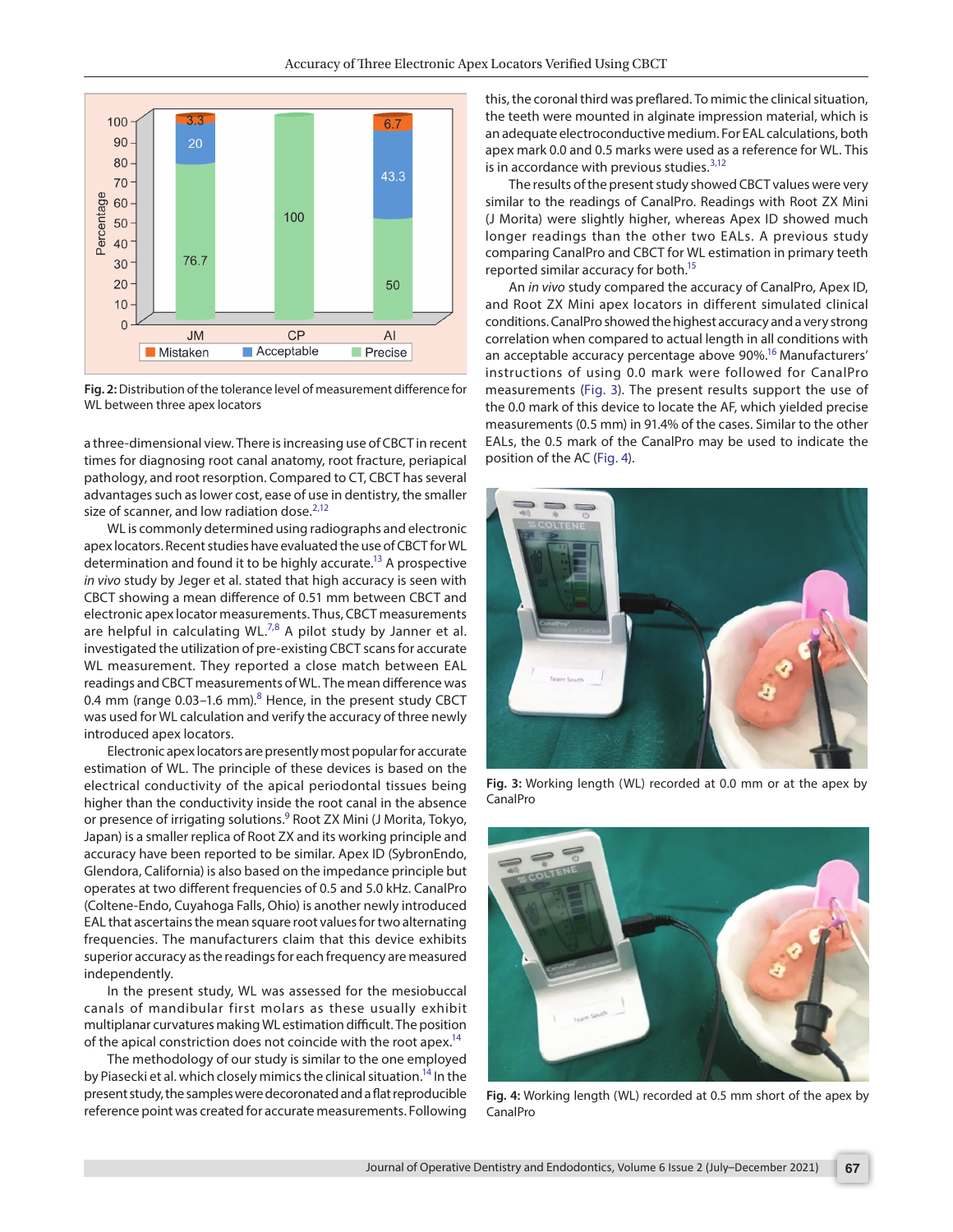Fig. 2: Distribution of the tolerance level of measurement difference for WL between three apex locators

a three-dimensional view. There is increasing use of CBCT in recent times for diagnosing root canal anatomy, root fracture, periapical pathology, and root resorption. Compared to CT, CBCT has several advantages such as lower cost, ease of use in dentistry, the smaller size of scanner, and low radiation dose.[2,12]

WL is commonly determined using radiographs and electronic apex locators. Recent studies have evaluated the use of CBCT for WL determination and found it to be highly accurate.[13] A prospective *in vivo* study by Jeger et al. stated that high accuracy is seen with CBCT showing a mean difference of 0.51 mm between CBCT and electronic apex locator measurements. Thus, CBCT measurements are helpful in calculating WL.[7,8] A pilot study by Janner et al. investigated the utilization of pre-existing CBCT scans for accurate WL measurement. They reported a close match between EAL readings and CBCT measurements of WL. The mean difference was 0.4 mm (range 0.03–1.6 mm).[8] Hence, in the present study CBCT was used for WL calculation and verify the accuracy of three newly introduced apex locators.

Electronic apex locators are presently most popular for accurate estimation of WL. The principle of these devices is based on the electrical conductivity of the apical periodontal tissues being higher than the conductivity inside the root canal in the absence or presence of irrigating solutions.[9] Root ZX Mini (J Morita, Tokyo, Japan) is a smaller replica of Root ZX and its working principle and accuracy have been reported to be similar. Apex ID (SybronEndo, Glendora, California) is also based on the impedance principle but operates at two different frequencies of 0.5 and 5.0 kHz. CanalPro (Coltene-Endo, Cuyahoga Falls, Ohio) is another newly introduced EAL that ascertains the mean square root values for two alternating frequencies. The manufacturers claim that this device exhibits superior accuracy as the readings for each frequency are measured independently.

In the present study, WL was assessed for the mesiobuccal canals of mandibular first molars as these usually exhibit multiplanar curvatures making WL estimation difficult. The position of the apical constriction does not coincide with the root apex.[14]

The methodology of our study is similar to the one employed by Piasecki et al. which closely mimics the clinical situation.[14] In the present study, the samples were decoronated and a flat reproducible reference point was created for accurate measurements. Following this, the coronal third was preflared. To mimic the clinical situation, the teeth were mounted in alginate impression material, which is an adequate electroconductive medium. For EAL calculations, both apex mark 0.0 and 0.5 marks were used as a reference for WL. This is in accordance with previous studies.[3,12]

The results of the present study showed CBCT values were very similar to the readings of CanalPro. Readings with Root ZX Mini (J Morita) were slightly higher, whereas Apex ID showed much longer readings than the other two EALs. A previous study comparing CanalPro and CBCT for WL estimation in primary teeth reported similar accuracy for both.[15]

An *in vivo* study compared the accuracy of CanalPro, Apex ID, and Root ZX Mini apex locators in different simulated clinical conditions. CanalPro showed the highest accuracy and a very strong correlation when compared to actual length in all conditions with an acceptable accuracy percentage above 90%.[16] Manufacturers' instructions of using 0.0 mark were followed for CanalPro measurements (Fig. 3). The present results support the use of the 0.0 mark of this device to locate the AF, which yielded precise measurements (0.5 mm) in 91.4% of the cases. Similar to the other EALs, the 0.5 mark of the CanalPro may be used to indicate the position of the AC (Fig. 4).

Fig. 3: Working length (WL) recorded at 0.0 mm or at the apex by CanalPro

Fig. 4: Working length (WL) recorded at 0.5 mm short of the apex by CanalPro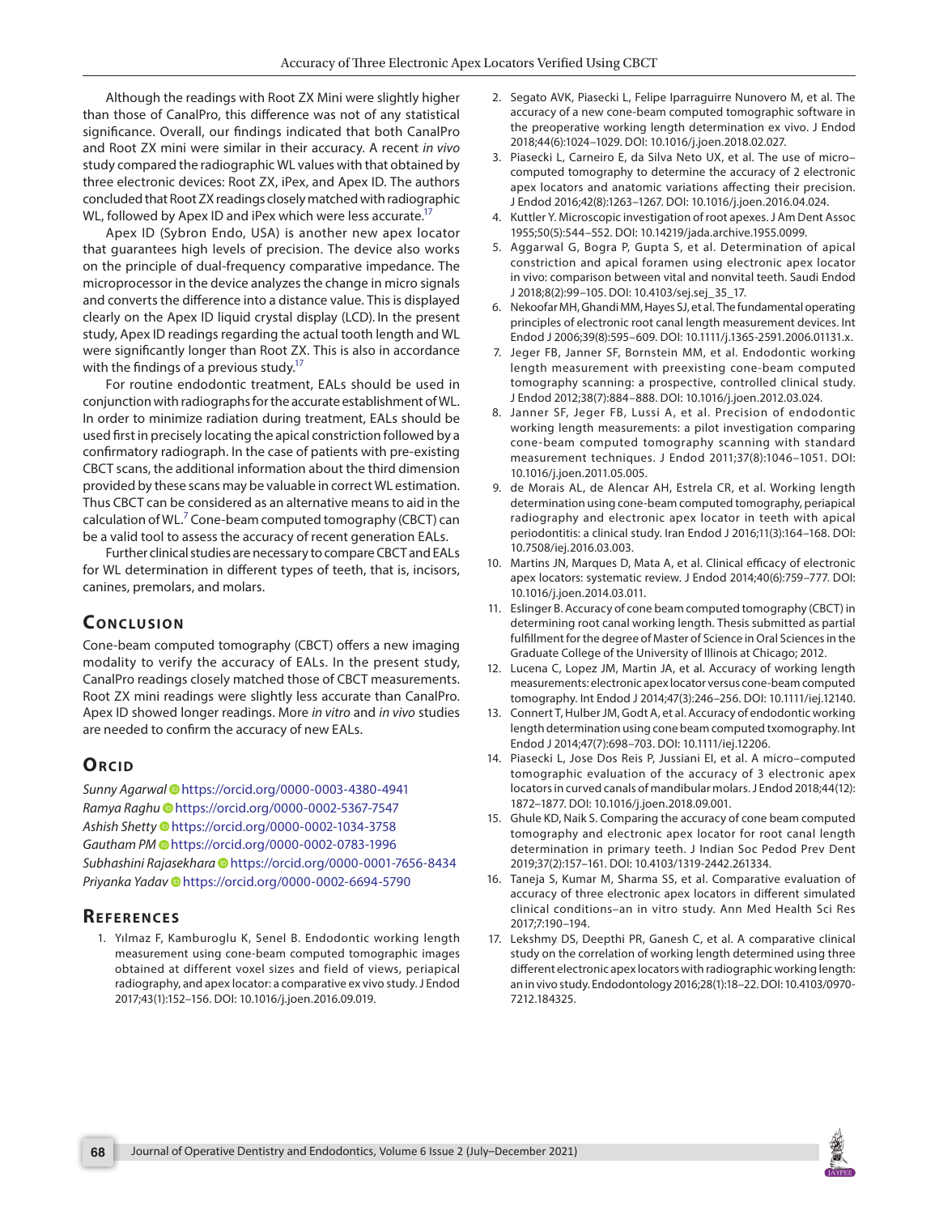Although the readings with Root ZX Mini were slightly higher than those of CanalPro, this difference was not of any statistical significance. Overall, our findings indicated that both CanalPro and Root ZX mini were similar in their accuracy. A recent *in vivo* study compared the radiographic WL values with that obtained by three electronic devices: Root ZX, iPex, and Apex ID. The authors concluded that Root ZX readings closely matched with radiographic WL, followed by Apex ID and iPex which were less accurate.[17]

Apex ID (Sybron Endo, USA) is another new apex locator that guarantees high levels of precision. The device also works on the principle of dual-frequency comparative impedance. The microprocessor in the device analyzes the change in micro signals and converts the difference into a distance value. This is displayed clearly on the Apex ID liquid crystal display (LCD). In the present study, Apex ID readings regarding the actual tooth length and WL were significantly longer than Root ZX. This is also in accordance with the findings of a previous study.[17]

For routine endodontic treatment, EALs should be used in conjunction with radiographs for the accurate establishment of WL. In order to minimize radiation during treatment, EALs should be used first in precisely locating the apical constriction followed by a confirmatory radiograph. In the case of patients with pre-existing CBCT scans, the additional information about the third dimension provided by these scans may be valuable in correct WL estimation. Thus CBCT can be considered as an alternative means to aid in the calculation of WL.[7] Cone-beam computed tomography (CBCT) can be a valid tool to assess the accuracy of recent generation EALs.

Further clinical studies are necessary to compare CBCT and EALs for WL determination in different types of teeth, that is, incisors, canines, premolars, and molars.

## Conclusion

Cone-beam computed tomography (CBCT) offers a new imaging modality to verify the accuracy of EALs. In the present study, CanalPro readings closely matched those of CBCT measurements. Root ZX mini readings were slightly less accurate than CanalPro. Apex ID showed longer readings. More *in vitro* and *in vivo* studies are needed to confirm the accuracy of new EALs.

## Orcid

*Sunny Agarwal* https://orcid.org/0000-0003-4380-4941
*Ramya Raghu* https://orcid.org/0000-0002-5367-7547
*Ashish Shetty* https://orcid.org/0000-0002-1034-3758
*Gautham PM* https://orcid.org/0000-0002-0783-1996
*Subhashini Rajasekhara* https://orcid.org/0000-0001-7656-8434
*Priyanka Yadav* https://orcid.org/0000-0002-6694-5790

## References

1. Yılmaz F, Kamburoglu K, Senel B. Endodontic working length measurement using cone-beam computed tomographic images obtained at different voxel sizes and field of views, periapical radiography, and apex locator: a comparative ex vivo study. J Endod 2017;43(1):152–156. DOI: 10.1016/j.joen.2016.09.019.
2. Segato AVK, Piasecki L, Felipe Iparraguirre Nunovero M, et al. The accuracy of a new cone-beam computed tomographic software in the preoperative working length determination ex vivo. J Endod 2018;44(6):1024–1029. DOI: 10.1016/j.joen.2018.02.027.
3. Piasecki L, Carneiro E, da Silva Neto UX, et al. The use of micro–computed tomography to determine the accuracy of 2 electronic apex locators and anatomic variations affecting their precision. J Endod 2016;42(8):1263–1267. DOI: 10.1016/j.joen.2016.04.024.
4. Kuttler Y. Microscopic investigation of root apexes. J Am Dent Assoc 1955;50(5):544–552. DOI: 10.14219/jada.archive.1955.0099.
5. Aggarwal G, Bogra P, Gupta S, et al. Determination of apical constriction and apical foramen using electronic apex locator in vivo: comparison between vital and nonvital teeth. Saudi Endod J 2018;8(2):99–105. DOI: 10.4103/sej.sej_35_17.
6. Nekoofar MH, Ghandi MM, Hayes SJ, et al. The fundamental operating principles of electronic root canal length measurement devices. Int Endod J 2006;39(8):595–609. DOI: 10.1111/j.1365-2591.2006.01131.x.
7. Jeger FB, Janner SF, Bornstein MM, et al. Endodontic working length measurement with preexisting cone-beam computed tomography scanning: a prospective, controlled clinical study. J Endod 2012;38(7):884–888. DOI: 10.1016/j.joen.2012.03.024.
8. Janner SF, Jeger FB, Lussi A, et al. Precision of endodontic working length measurements: a pilot investigation comparing cone-beam computed tomography scanning with standard measurement techniques. J Endod 2011;37(8):1046–1051. DOI: 10.1016/j.joen.2011.05.005.
9. de Morais AL, de Alencar AH, Estrela CR, et al. Working length determination using cone-beam computed tomography, periapical radiography and electronic apex locator in teeth with apical periodontitis: a clinical study. Iran Endod J 2016;11(3):164–168. DOI: 10.7508/iej.2016.03.003.
10. Martins JN, Marques D, Mata A, et al. Clinical efficacy of electronic apex locators: systematic review. J Endod 2014;40(6):759–777. DOI: 10.1016/j.joen.2014.03.011.
11. Eslinger B. Accuracy of cone beam computed tomography (CBCT) in determining root canal working length. Thesis submitted as partial fulfillment for the degree of Master of Science in Oral Sciences in the Graduate College of the University of Illinois at Chicago; 2012.
12. Lucena C, Lopez JM, Martin JA, et al. Accuracy of working length measurements: electronic apex locator versus cone-beam computed tomography. Int Endod J 2014;47(3):246–256. DOI: 10.1111/iej.12140.
13. Connert T, Hulber JM, Godt A, et al. Accuracy of endodontic working length determination using cone beam computed txomography. Int Endod J 2014;47(7):698–703. DOI: 10.1111/iej.12206.
14. Piasecki L, Jose Dos Reis P, Jussiani EI, et al. A micro–computed tomographic evaluation of the accuracy of 3 electronic apex locators in curved canals of mandibular molars. J Endod 2018;44(12): 1872–1877. DOI: 10.1016/j.joen.2018.09.001.
15. Ghule KD, Naik S. Comparing the accuracy of cone beam computed tomography and electronic apex locator for root canal length determination in primary teeth. J Indian Soc Pedod Prev Dent 2019;37(2):157–161. DOI: 10.4103/1319-2442.261334.
16. Taneja S, Kumar M, Sharma SS, et al. Comparative evaluation of accuracy of three electronic apex locators in different simulated clinical conditions–an in vitro study. Ann Med Health Sci Res 2017;7:190–194.
17. Lekshmy DS, Deepthi PR, Ganesh C, et al. A comparative clinical study on the correlation of working length determined using three different electronic apex locators with radiographic working length: an in vivo study. Endodontology 2016;28(1):18–22. DOI: 10.4103/0970-7212.184325.